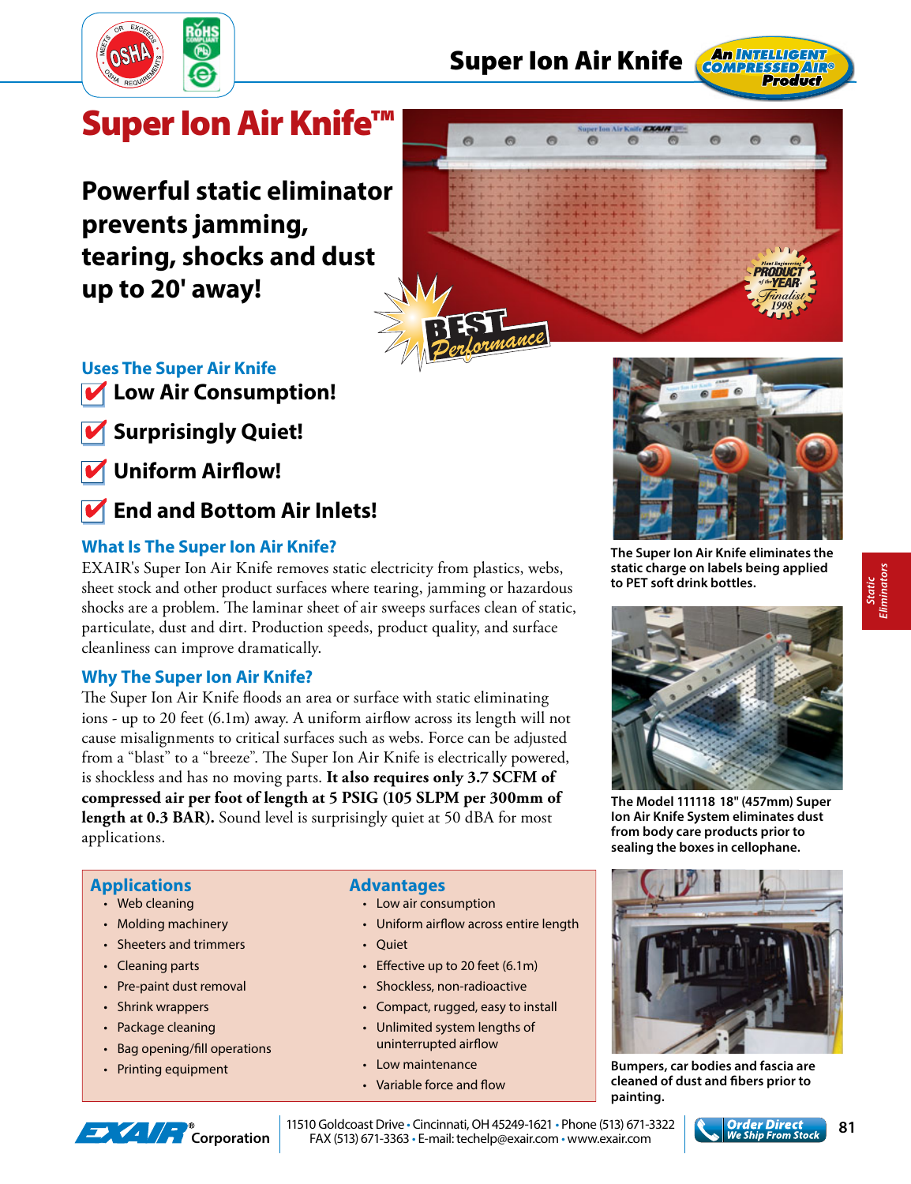# Super Ion Air Knife™

## Powerful static eliminator prevents jamming, tearing, shocks and dust up to 20' away!

### Uses The Super Air Knife

- ✔ **Low Air Consumption!**
- ✔ **Surprisingly Quiet!**
- ✔ **Uniform Airflow!**
- ✔ **End and Bottom Air Inlets!**

### What Is The Super Ion Air Knife?

EXAIR's Super Ion Air Knife removes static electricity from plastics, webs, sheet stock and other product surfaces where tearing, jamming or hazardous shocks are a problem. The laminar sheet of air sweeps surfaces clean of static, particulate, dust and dirt. Production speeds, product quality, and surface cleanliness can improve dramatically.

### Why The Super Ion Air Knife?

The Super Ion Air Knife floods an area or surface with static eliminating ions - up to 20 feet (6.1m) away. A uniform airflow across its length will not cause misalignments to critical surfaces such as webs. Force can be adjusted from a "blast" to a "breeze". The Super Ion Air Knife is electrically powered, is shockless and has no moving parts. **It also requires only 3.7 SCFM of compressed air per foot of length at 5 PSIG (105 SLPM per 300mm of length at 0.3 BAR).** Sound level is surprisingly quiet at 50 dBA for most applications.

### Applications

- Web cleaning
- Molding machinery
- Sheeters and trimmers
- Cleaning parts
- Pre-paint dust removal
- Shrink wrappers
- Package cleaning
- Bag opening/fill operations
- Printing equipment

### Advantages

- Low air consumption
- Uniform airflow across entire length
- Quiet
- Effective up to 20 feet (6.1m)
- Shockless, non-radioactive
- Compact, rugged, easy to install
- Unlimited system lengths of uninterrupted airflow
- Low maintenance
- Variable force and flow

**The Super Ion Air Knife eliminates the static charge on labels being applied to PET soft drink bottles.**

**The Model 111118 18" (457mm) Super Ion Air Knife System eliminates dust from body care products prior to sealing the boxes in cellophane.**

**Bumpers, car bodies and fascia are cleaned of dust and fibers prior to painting.**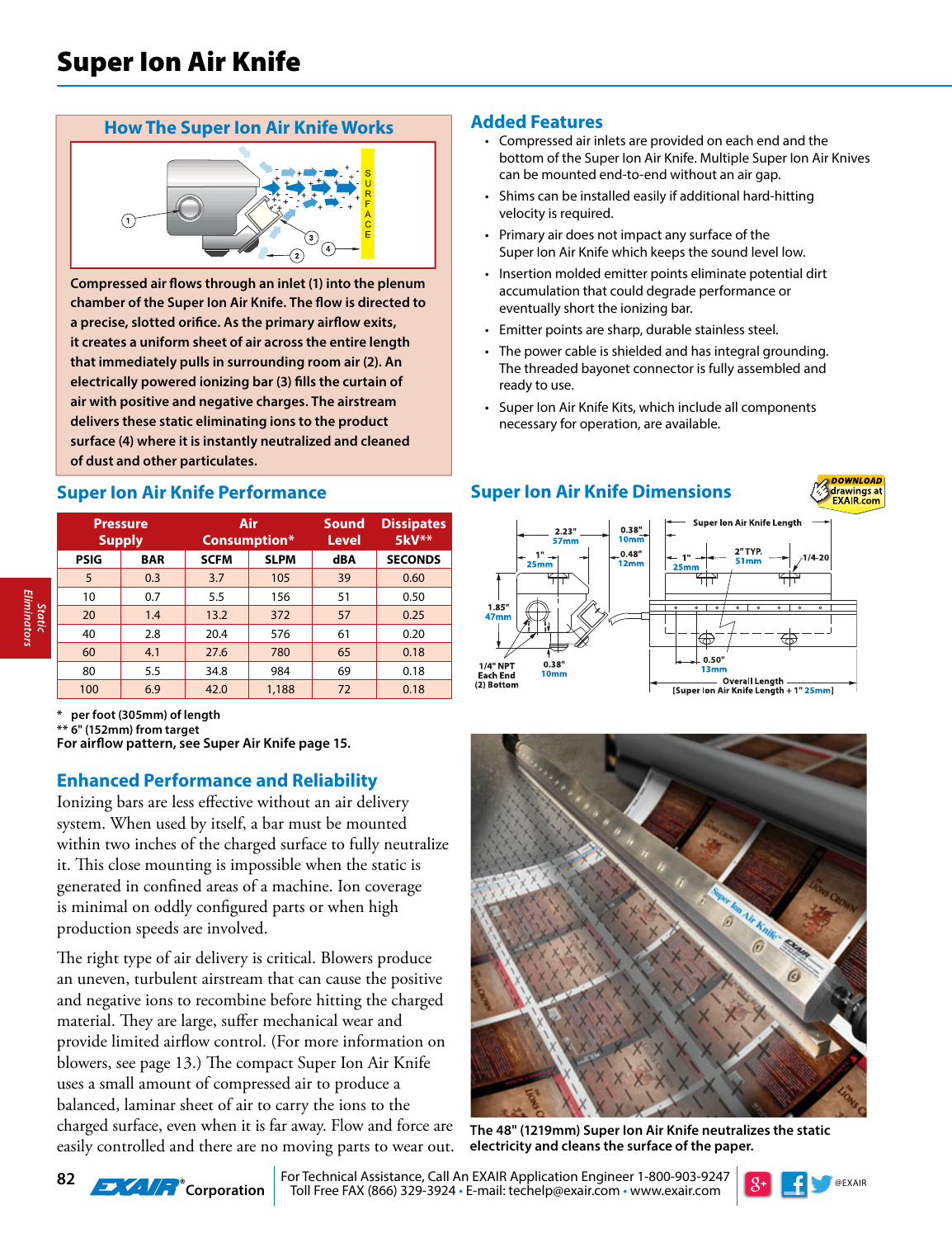# Super Ion Air Knife

## How The Super Ion Air Knife Works

Compressed air flows through an inlet (1) into the plenum chamber of the Super Ion Air Knife. The flow is directed to a precise, slotted orifice. As the primary airflow exits, it creates a uniform sheet of air across the entire length that immediately pulls in surrounding room air (2). An electrically powered ionizing bar (3) fills the curtain of air with positive and negative charges. The airstream delivers these static eliminating ions to the product surface (4) where it is instantly neutralized and cleaned of dust and other particulates.

## Super Ion Air Knife Performance

| Pressure Supply | | Air Consumption* | | Sound Level | Dissipates 5kV** |
|---|---|---|---|---|---|
| PSIG | BAR | SCFM | SLPM | dBA | SECONDS |
| 5 | 0.3 | 3.7 | 105 | 39 | 0.60 |
| 10 | 0.7 | 5.5 | 156 | 51 | 0.50 |
| 20 | 1.4 | 13.2 | 372 | 57 | 0.25 |
| 40 | 2.8 | 20.4 | 576 | 61 | 0.20 |
| 60 | 4.1 | 27.6 | 780 | 65 | 0.18 |
| 80 | 5.5 | 34.8 | 984 | 69 | 0.18 |
| 100 | 6.9 | 42.0 | 1,188 | 72 | 0.18 |

\* per foot (305mm) of length
\** 6" (152mm) from target
For airflow pattern, see Super Air Knife page 15.

## Enhanced Performance and Reliability

Ionizing bars are less effective without an air delivery system. When used by itself, a bar must be mounted within two inches of the charged surface to fully neutralize it. This close mounting is impossible when the static is generated in confined areas of a machine. Ion coverage is minimal on oddly configured parts or when high production speeds are involved.

The right type of air delivery is critical. Blowers produce an uneven, turbulent airstream that can cause the positive and negative ions to recombine before hitting the charged material. They are large, suffer mechanical wear and provide limited airflow control. (For more information on blowers, see page 13.) The compact Super Ion Air Knife uses a small amount of compressed air to produce a balanced, laminar sheet of air to carry the ions to the charged surface, even when it is far away. Flow and force are easily controlled and there are no moving parts to wear out.

## Added Features

- Compressed air inlets are provided on each end and the bottom of the Super Ion Air Knife. Multiple Super Ion Air Knives can be mounted end-to-end without an air gap.
- Shims can be installed easily if additional hard-hitting velocity is required.
- Primary air does not impact any surface of the Super Ion Air Knife which keeps the sound level low.
- Insertion molded emitter points eliminate potential dirt accumulation that could degrade performance or eventually short the ionizing bar.
- Emitter points are sharp, durable stainless steel.
- The power cable is shielded and has integral grounding. The threaded bayonet connector is fully assembled and ready to use.
- Super Ion Air Knife Kits, which include all components necessary for operation, are available.

## Super Ion Air Knife Dimensions

DOWNLOAD drawings at EXAIR.com

2.23" 57mm
0.38" 10mm
0.48" 12mm
1" 25mm
1.85" 47mm
1/4" NPT Each End (2) Bottom
0.38" 10mm
Super Ion Air Knife Length
1" 25mm
2" TYP. 51mm
1/4-20
0.50" 13mm
Overall Length [Super Ion Air Knife Length + 1" 25mm]

The 48" (1219mm) Super Ion Air Knife neutralizes the static electricity and cleans the surface of the paper.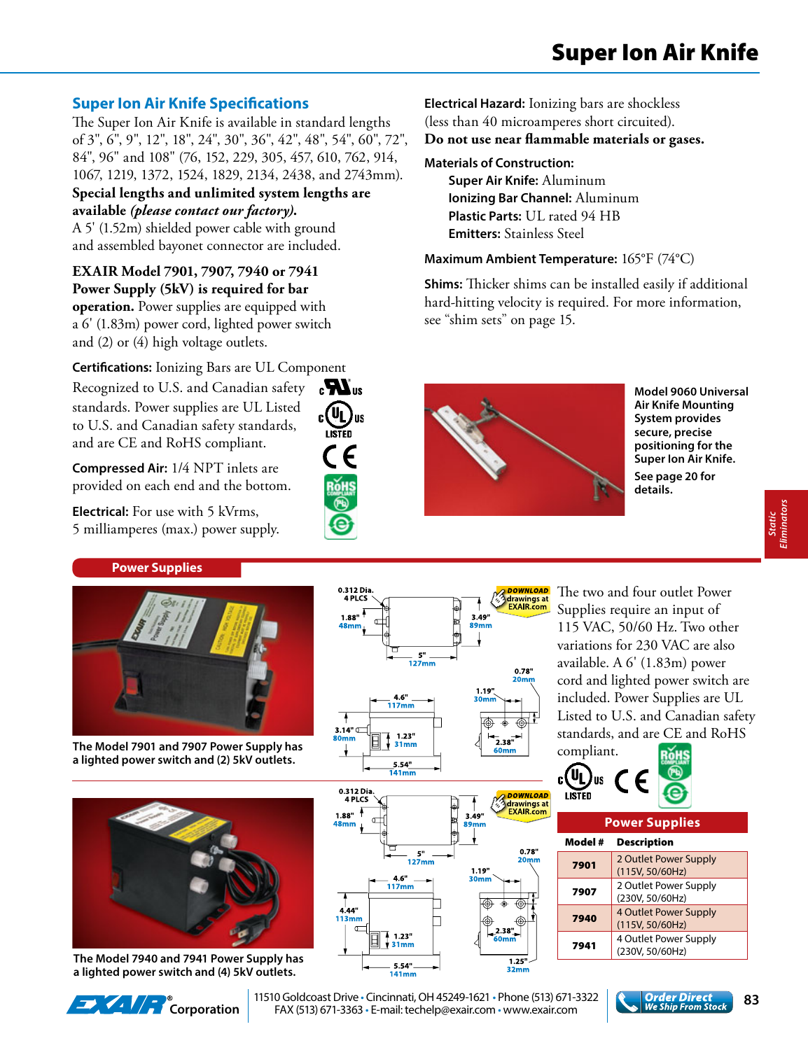# Super Ion Air Knife

## Super Ion Air Knife Specifications

The Super Ion Air Knife is available in standard lengths of 3", 6", 9", 12", 18", 24", 30", 36", 42", 48", 54", 60", 72", 84", 96" and 108" (76, 152, 229, 305, 457, 610, 762, 914, 1067, 1219, 1372, 1524, 1829, 2134, 2438, and 2743mm). **Special lengths and unlimited system lengths are available *(please contact our factory)*.** A 5' (1.52m) shielded power cable with ground and assembled bayonet connector are included.

**EXAIR Model 7901, 7907, 7940 or 7941 Power Supply (5kV) is required for bar operation.** Power supplies are equipped with a 6' (1.83m) power cord, lighted power switch and (2) or (4) high voltage outlets.

**Certifications:** Ionizing Bars are UL Component Recognized to U.S. and Canadian safety standards. Power supplies are UL Listed to U.S. and Canadian safety standards, and are CE and RoHS compliant.

**Compressed Air:** 1/4 NPT inlets are provided on each end and the bottom.

**Electrical:** For use with 5 kVrms, 5 milliamperes (max.) power supply.

**Electrical Hazard:** Ionizing bars are shockless (less than 40 microamperes short circuited). **Do not use near flammable materials or gases.**

**Materials of Construction:**
- **Super Air Knife:** Aluminum
- **Ionizing Bar Channel:** Aluminum
- **Plastic Parts:** UL rated 94 HB
- **Emitters:** Stainless Steel

**Maximum Ambient Temperature:** 165°F (74°C)

**Shims:** Thicker shims can be installed easily if additional hard-hitting velocity is required. For more information, see "shim sets" on page 15.

**Model 9060 Universal Air Knife Mounting System provides secure, precise positioning for the Super Ion Air Knife.**

**See page 20 for details.**

## Power Supplies

**The Model 7901 and 7907 Power Supply has a lighted power switch and (2) 5kV outlets.**

0.312 Dia. 4 PLCS
1.88" 48mm
3.49" 89mm
5" 127mm
0.78" 20mm
1.19" 30mm
4.6" 117mm
3.14" 80mm
1.23" 31mm
2.38" 60mm
5.54" 141mm
DOWNLOAD drawings at EXAIR.com

**The Model 7940 and 7941 Power Supply has a lighted power switch and (4) 5kV outlets.**

0.312 Dia. 4 PLCS
1.88" 48mm
3.49" 89mm
5" 127mm
0.78" 20mm
1.19" 30mm
4.6" 117mm
4.44" 113mm
1.23" 31mm
2.38" 60mm
5.54" 141mm
1.25" 32mm
DOWNLOAD drawings at EXAIR.com

The two and four outlet Power Supplies require an input of 115 VAC, 50/60 Hz. Two other variations for 230 VAC are also available. A 6' (1.83m) power cord and lighted power switch are included. Power Supplies are UL Listed to U.S. and Canadian safety standards, and are CE and RoHS compliant.

**Power Supplies**

| Model # | Description |
|---|---|
| 7901 | 2 Outlet Power Supply (115V, 50/60Hz) |
| 7907 | 2 Outlet Power Supply (230V, 50/60Hz) |
| 7940 | 4 Outlet Power Supply (115V, 50/60Hz) |
| 7941 | 4 Outlet Power Supply (230V, 50/60Hz) |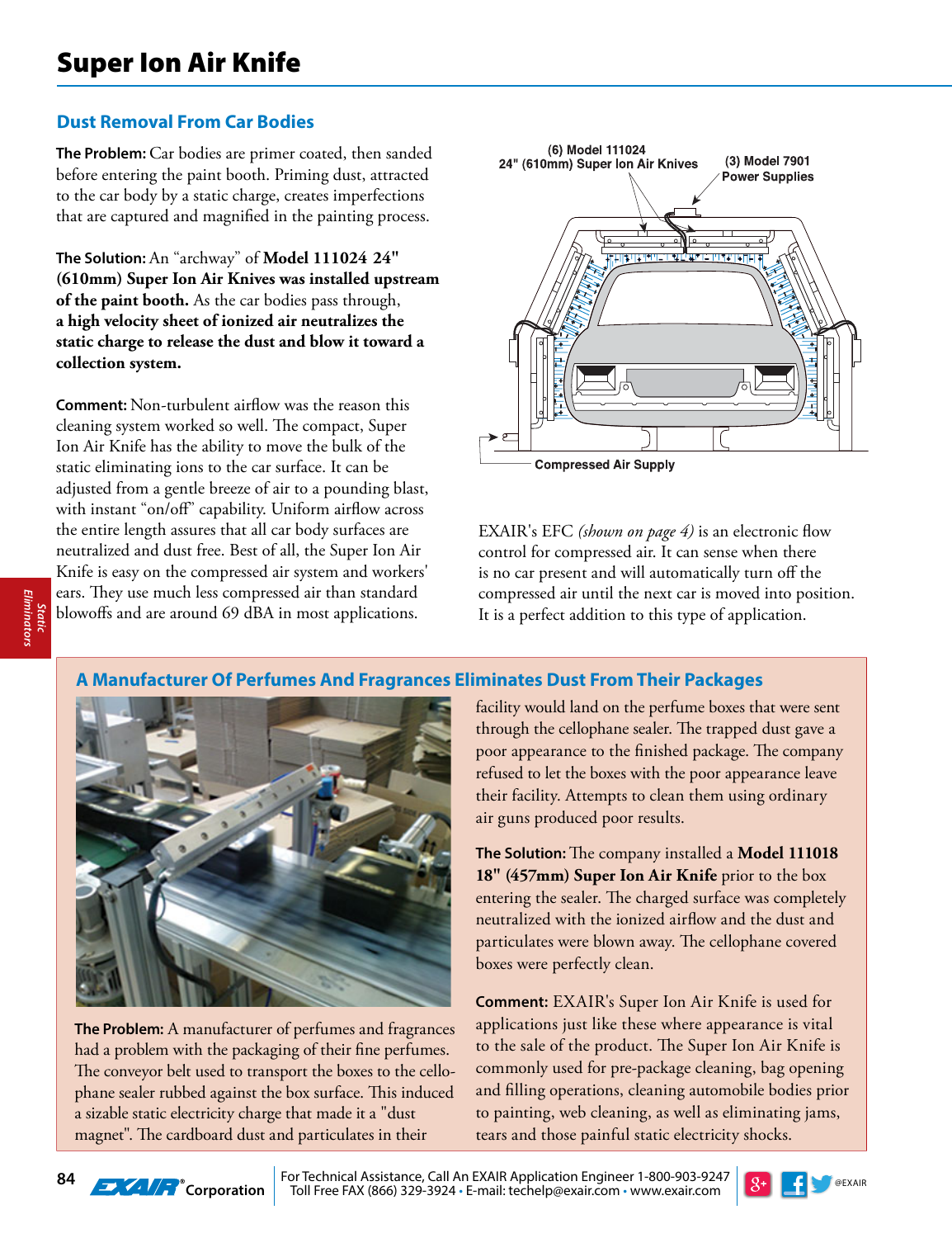# Super Ion Air Knife

## Dust Removal From Car Bodies

**The Problem:** Car bodies are primer coated, then sanded before entering the paint booth. Priming dust, attracted to the car body by a static charge, creates imperfections that are captured and magnified in the painting process.

**The Solution:** An "archway" of **Model 111024 24" (610mm) Super Ion Air Knives was installed upstream of the paint booth.** As the car bodies pass through, **a high velocity sheet of ionized air neutralizes the static charge to release the dust and blow it toward a collection system.**

**Comment:** Non-turbulent airflow was the reason this cleaning system worked so well. The compact, Super Ion Air Knife has the ability to move the bulk of the static eliminating ions to the car surface. It can be adjusted from a gentle breeze of air to a pounding blast, with instant "on/off" capability. Uniform airflow across the entire length assures that all car body surfaces are neutralized and dust free. Best of all, the Super Ion Air Knife is easy on the compressed air system and workers' ears. They use much less compressed air than standard blowoffs and are around 69 dBA in most applications.

(6) Model 111024
24" (610mm) Super Ion Air Knives

(3) Model 7901
Power Supplies

Compressed Air Supply

EXAIR's EFC *(shown on page 4)* is an electronic flow control for compressed air. It can sense when there is no car present and will automatically turn off the compressed air until the next car is moved into position. It is a perfect addition to this type of application.

## A Manufacturer Of Perfumes And Fragrances Eliminates Dust From Their Packages

**The Problem:** A manufacturer of perfumes and fragrances had a problem with the packaging of their fine perfumes. The conveyor belt used to transport the boxes to the cellophane sealer rubbed against the box surface. This induced a sizable static electricity charge that made it a "dust magnet". The cardboard dust and particulates in their facility would land on the perfume boxes that were sent through the cellophane sealer. The trapped dust gave a poor appearance to the finished package. The company refused to let the boxes with the poor appearance leave their facility. Attempts to clean them using ordinary air guns produced poor results.

**The Solution:** The company installed a **Model 111018 18" (457mm) Super Ion Air Knife** prior to the box entering the sealer. The charged surface was completely neutralized with the ionized airflow and the dust and particulates were blown away. The cellophane covered boxes were perfectly clean.

**Comment:** EXAIR's Super Ion Air Knife is used for applications just like these where appearance is vital to the sale of the product. The Super Ion Air Knife is commonly used for pre-package cleaning, bag opening and filling operations, cleaning automobile bodies prior to painting, web cleaning, as well as eliminating jams, tears and those painful static electricity shocks.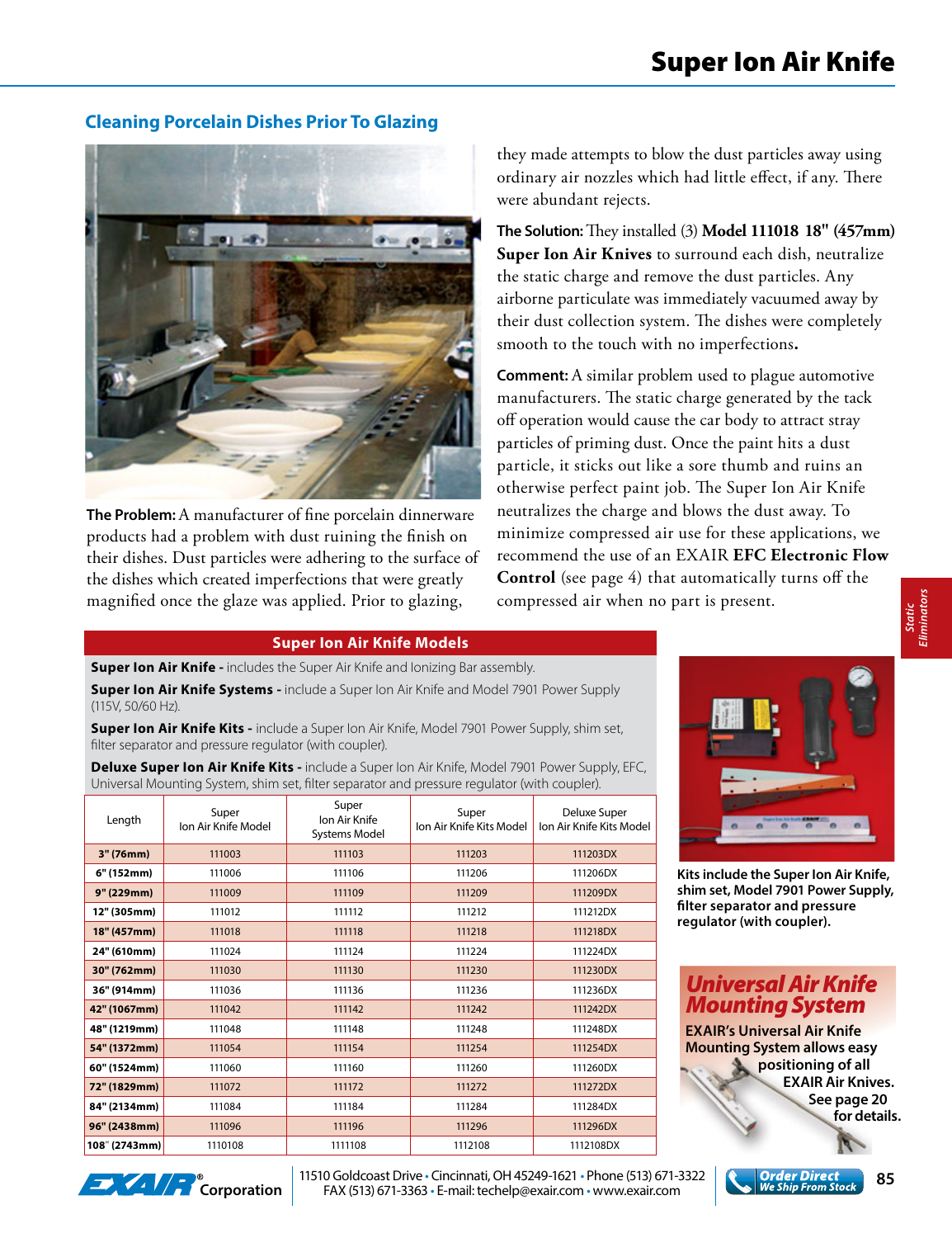# Super Ion Air Knife

## Cleaning Porcelain Dishes Prior To Glazing

**The Problem:** A manufacturer of fine porcelain dinnerware products had a problem with dust ruining the finish on their dishes. Dust particles were adhering to the surface of the dishes which created imperfections that were greatly magnified once the glaze was applied. Prior to glazing, they made attempts to blow the dust particles away using ordinary air nozzles which had little effect, if any. There were abundant rejects.

**The Solution:** They installed (3) **Model 111018 18" (457mm) Super Ion Air Knives** to surround each dish, neutralize the static charge and remove the dust particles. Any airborne particulate was immediately vacuumed away by their dust collection system. The dishes were completely smooth to the touch with no imperfections.

**Comment:** A similar problem used to plague automotive manufacturers. The static charge generated by the tack off operation would cause the car body to attract stray particles of priming dust. Once the paint hits a dust particle, it sticks out like a sore thumb and ruins an otherwise perfect paint job. The Super Ion Air Knife neutralizes the charge and blows the dust away. To minimize compressed air use for these applications, we recommend the use of an EXAIR **EFC Electronic Flow Control** (see page 4) that automatically turns off the compressed air when no part is present.

*Static Eliminators*

## Super Ion Air Knife Models

**Super Ion Air Knife -** includes the Super Air Knife and Ionizing Bar assembly.

**Super Ion Air Knife Systems -** include a Super Ion Air Knife and Model 7901 Power Supply (115V, 50/60 Hz).

**Super Ion Air Knife Kits -** include a Super Ion Air Knife, Model 7901 Power Supply, shim set, filter separator and pressure regulator (with coupler).

**Deluxe Super Ion Air Knife Kits -** include a Super Ion Air Knife, Model 7901 Power Supply, EFC, Universal Mounting System, shim set, filter separator and pressure regulator (with coupler).

| Length | Super Ion Air Knife Model | Super Ion Air Knife Systems Model | Super Ion Air Knife Kits Model | Deluxe Super Ion Air Knife Kits Model |
|---|---|---|---|---|
| **3" (76mm)** | 111003 | 111103 | 111203 | 111203DX |
| **6" (152mm)** | 111006 | 111106 | 111206 | 111206DX |
| **9" (229mm)** | 111009 | 111109 | 111209 | 111209DX |
| **12" (305mm)** | 111012 | 111112 | 111212 | 111212DX |
| **18" (457mm)** | 111018 | 111118 | 111218 | 111218DX |
| **24" (610mm)** | 111024 | 111124 | 111224 | 111224DX |
| **30" (762mm)** | 111030 | 111130 | 111230 | 111230DX |
| **36" (914mm)** | 111036 | 111136 | 111236 | 111236DX |
| **42" (1067mm)** | 111042 | 111142 | 111242 | 111242DX |
| **48" (1219mm)** | 111048 | 111148 | 111248 | 111248DX |
| **54" (1372mm)** | 111054 | 111154 | 111254 | 111254DX |
| **60" (1524mm)** | 111060 | 111160 | 111260 | 111260DX |
| **72" (1829mm)** | 111072 | 111172 | 111272 | 111272DX |
| **84" (2134mm)** | 111084 | 111184 | 111284 | 111284DX |
| **96" (2438mm)** | 111096 | 111196 | 111296 | 111296DX |
| **108" (2743mm)** | 1110108 | 1111108 | 1112108 | 1112108DX |

**Kits include the Super Ion Air Knife, shim set, Model 7901 Power Supply, filter separator and pressure regulator (with coupler).**

### Universal Air Knife Mounting System

**EXAIR's Universal Air Knife Mounting System allows easy positioning of all EXAIR Air Knives. See page 20 for details.**

EXAIR® Corporation

11510 Goldcoast Drive • Cincinnati, OH 45249-1621 • Phone (513) 671-3322
FAX (513) 671-3363 • E-mail: techelp@exair.com • www.exair.com

Order Direct – We Ship From Stock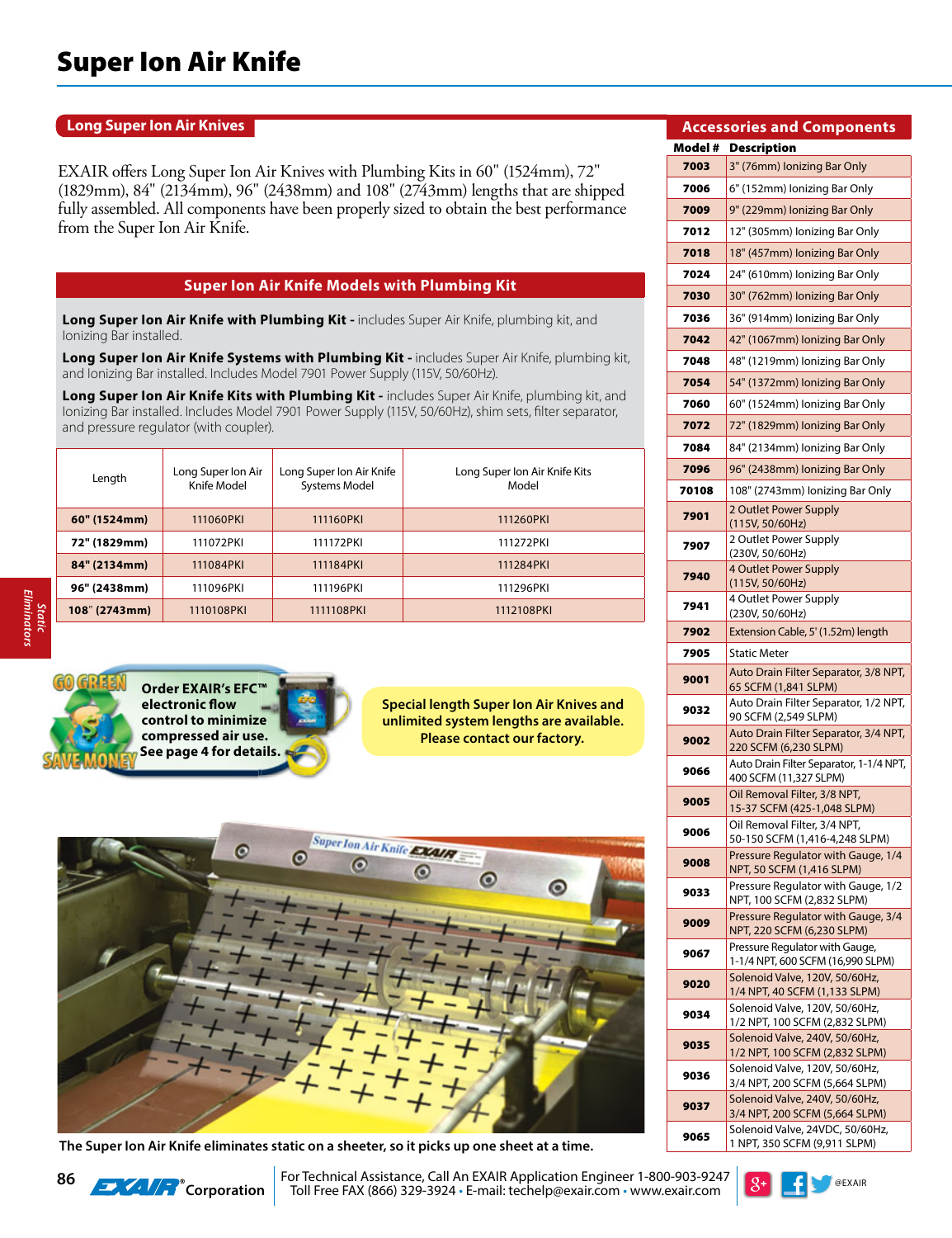# Super Ion Air Knife

## Long Super Ion Air Knives

EXAIR offers Long Super Ion Air Knives with Plumbing Kits in 60" (1524mm), 72" (1829mm), 84" (2134mm), 96" (2438mm) and 108" (2743mm) lengths that are shipped fully assembled. All components have been properly sized to obtain the best performance from the Super Ion Air Knife.

### Super Ion Air Knife Models with Plumbing Kit

**Long Super Ion Air Knife with Plumbing Kit -** includes Super Air Knife, plumbing kit, and Ionizing Bar installed.

**Long Super Ion Air Knife Systems with Plumbing Kit -** includes Super Air Knife, plumbing kit, and Ionizing Bar installed. Includes Model 7901 Power Supply (115V, 50/60Hz).

**Long Super Ion Air Knife Kits with Plumbing Kit -** includes Super Air Knife, plumbing kit, and Ionizing Bar installed. Includes Model 7901 Power Supply (115V, 50/60Hz), shim sets, filter separator, and pressure regulator (with coupler).

| Length | Long Super Ion Air Knife Model | Long Super Ion Air Knife Systems Model | Long Super Ion Air Knife Kits Model |
|---|---|---|---|
| **60" (1524mm)** | 111060PKI | 111160PKI | 111260PKI |
| **72" (1829mm)** | 111072PKI | 111172PKI | 111272PKI |
| **84" (2134mm)** | 111084PKI | 111184PKI | 111284PKI |
| **96" (2438mm)** | 111096PKI | 111196PKI | 111296PKI |
| **108" (2743mm)** | 1110108PKI | 1111108PKI | 1112108PKI |

GO GREEN SAVE MONEY **Order EXAIR's EFC™ electronic flow control to minimize compressed air use. See page 4 for details.**

**Special length Super Ion Air Knives and unlimited system lengths are available. Please contact our factory.**

The Super Ion Air Knife eliminates static on a sheeter, so it picks up one sheet at a time.

## Accessories and Components

| Model # | Description |
|---|---|
| **7003** | 3" (76mm) Ionizing Bar Only |
| **7006** | 6" (152mm) Ionizing Bar Only |
| **7009** | 9" (229mm) Ionizing Bar Only |
| **7012** | 12" (305mm) Ionizing Bar Only |
| **7018** | 18" (457mm) Ionizing Bar Only |
| **7024** | 24" (610mm) Ionizing Bar Only |
| **7030** | 30" (762mm) Ionizing Bar Only |
| **7036** | 36" (914mm) Ionizing Bar Only |
| **7042** | 42" (1067mm) Ionizing Bar Only |
| **7048** | 48" (1219mm) Ionizing Bar Only |
| **7054** | 54" (1372mm) Ionizing Bar Only |
| **7060** | 60" (1524mm) Ionizing Bar Only |
| **7072** | 72" (1829mm) Ionizing Bar Only |
| **7084** | 84" (2134mm) Ionizing Bar Only |
| **7096** | 96" (2438mm) Ionizing Bar Only |
| **70108** | 108" (2743mm) Ionizing Bar Only |
| **7901** | 2 Outlet Power Supply (115V, 50/60Hz) |
| **7907** | 2 Outlet Power Supply (230V, 50/60Hz) |
| **7940** | 4 Outlet Power Supply (115V, 50/60Hz) |
| **7941** | 4 Outlet Power Supply (230V, 50/60Hz) |
| **7902** | Extension Cable, 5' (1.52m) length |
| **7905** | Static Meter |
| **9001** | Auto Drain Filter Separator, 3/8 NPT, 65 SCFM (1,841 SLPM) |
| **9032** | Auto Drain Filter Separator, 1/2 NPT, 90 SCFM (2,549 SLPM) |
| **9002** | Auto Drain Filter Separator, 3/4 NPT, 220 SCFM (6,230 SLPM) |
| **9066** | Auto Drain Filter Separator, 1-1/4 NPT, 400 SCFM (11,327 SLPM) |
| **9005** | Oil Removal Filter, 3/8 NPT, 15-37 SCFM (425-1,048 SLPM) |
| **9006** | Oil Removal Filter, 3/4 NPT, 50-150 SCFM (1,416-4,248 SLPM) |
| **9008** | Pressure Regulator with Gauge, 1/4 NPT, 50 SCFM (1,416 SLPM) |
| **9033** | Pressure Regulator with Gauge, 1/2 NPT, 100 SCFM (2,832 SLPM) |
| **9009** | Pressure Regulator with Gauge, 3/4 NPT, 220 SCFM (6,230 SLPM) |
| **9067** | Pressure Regulator with Gauge, 1-1/4 NPT, 600 SCFM (16,990 SLPM) |
| **9020** | Solenoid Valve, 120V, 50/60Hz, 1/4 NPT, 40 SCFM (1,133 SLPM) |
| **9034** | Solenoid Valve, 120V, 50/60Hz, 1/2 NPT, 100 SCFM (2,832 SLPM) |
| **9035** | Solenoid Valve, 240V, 50/60Hz, 1/2 NPT, 100 SCFM (2,832 SLPM) |
| **9036** | Solenoid Valve, 120V, 50/60Hz, 3/4 NPT, 200 SCFM (5,664 SLPM) |
| **9037** | Solenoid Valve, 240V, 50/60Hz, 3/4 NPT, 200 SCFM (5,664 SLPM) |
| **9065** | Solenoid Valve, 24VDC, 50/60Hz, 1 NPT, 350 SCFM (9,911 SLPM) |